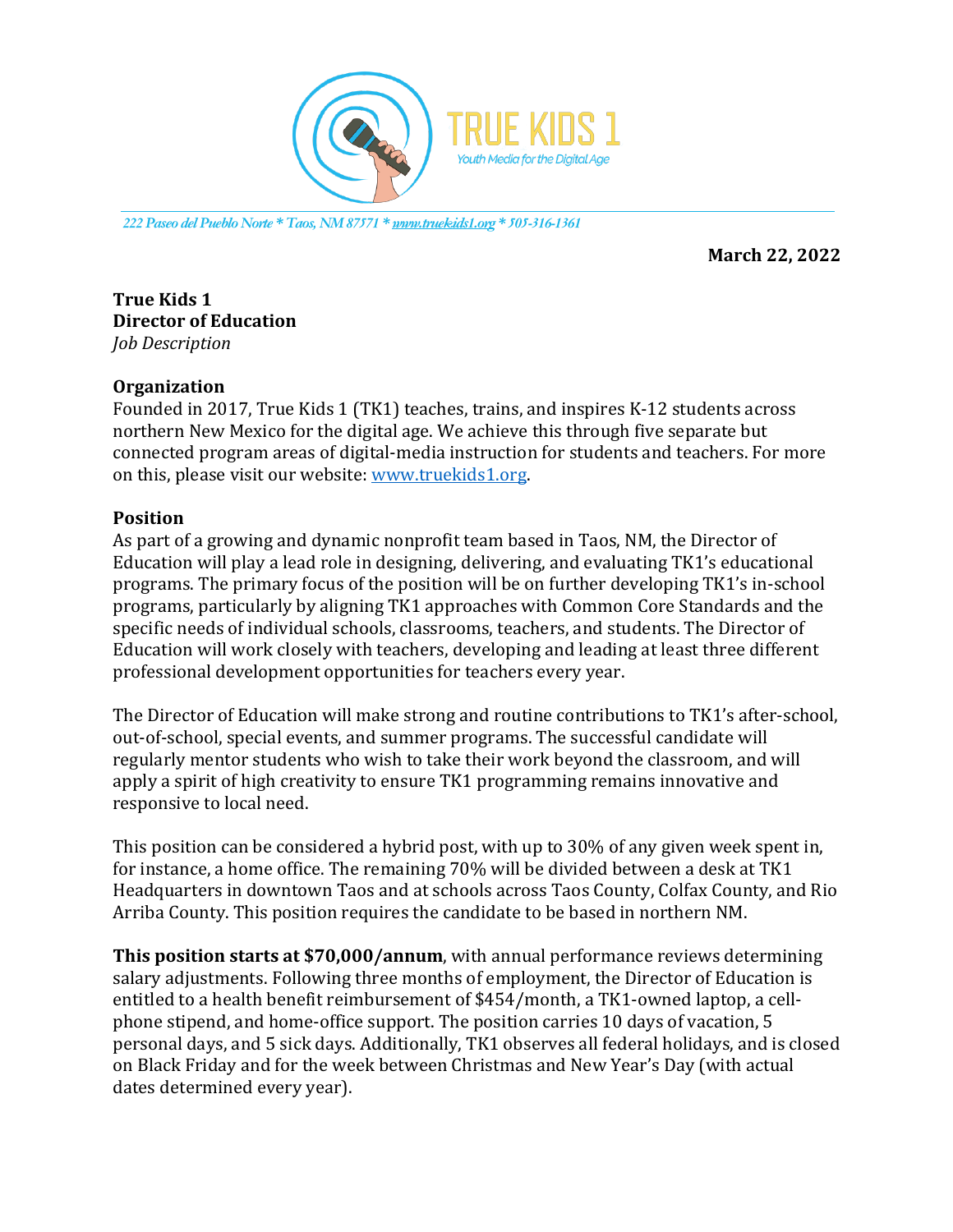TRUE KIDS 1

Youth Media for the Digital Age

222 Paseo del Pueblo Norte * Taos, NM 87571 * www.truekids1.org * 505-316-1361

**March 22, 2022**

**True Kids 1**
**Director of Education**
*Job Description*

**Organization**

Founded in 2017, True Kids 1 (TK1) teaches, trains, and inspires K-12 students across northern New Mexico for the digital age. We achieve this through five separate but connected program areas of digital-media instruction for students and teachers. For more on this, please visit our website: www.truekids1.org.

**Position**

As part of a growing and dynamic nonprofit team based in Taos, NM, the Director of Education will play a lead role in designing, delivering, and evaluating TK1's educational programs. The primary focus of the position will be on further developing TK1's in-school programs, particularly by aligning TK1 approaches with Common Core Standards and the specific needs of individual schools, classrooms, teachers, and students. The Director of Education will work closely with teachers, developing and leading at least three different professional development opportunities for teachers every year.

The Director of Education will make strong and routine contributions to TK1's after-school, out-of-school, special events, and summer programs. The successful candidate will regularly mentor students who wish to take their work beyond the classroom, and will apply a spirit of high creativity to ensure TK1 programming remains innovative and responsive to local need.

This position can be considered a hybrid post, with up to 30% of any given week spent in, for instance, a home office. The remaining 70% will be divided between a desk at TK1 Headquarters in downtown Taos and at schools across Taos County, Colfax County, and Rio Arriba County. This position requires the candidate to be based in northern NM.

**This position starts at $70,000/annum**, with annual performance reviews determining salary adjustments. Following three months of employment, the Director of Education is entitled to a health benefit reimbursement of $454/month, a TK1-owned laptop, a cell-phone stipend, and home-office support. The position carries 10 days of vacation, 5 personal days, and 5 sick days. Additionally, TK1 observes all federal holidays, and is closed on Black Friday and for the week between Christmas and New Year's Day (with actual dates determined every year).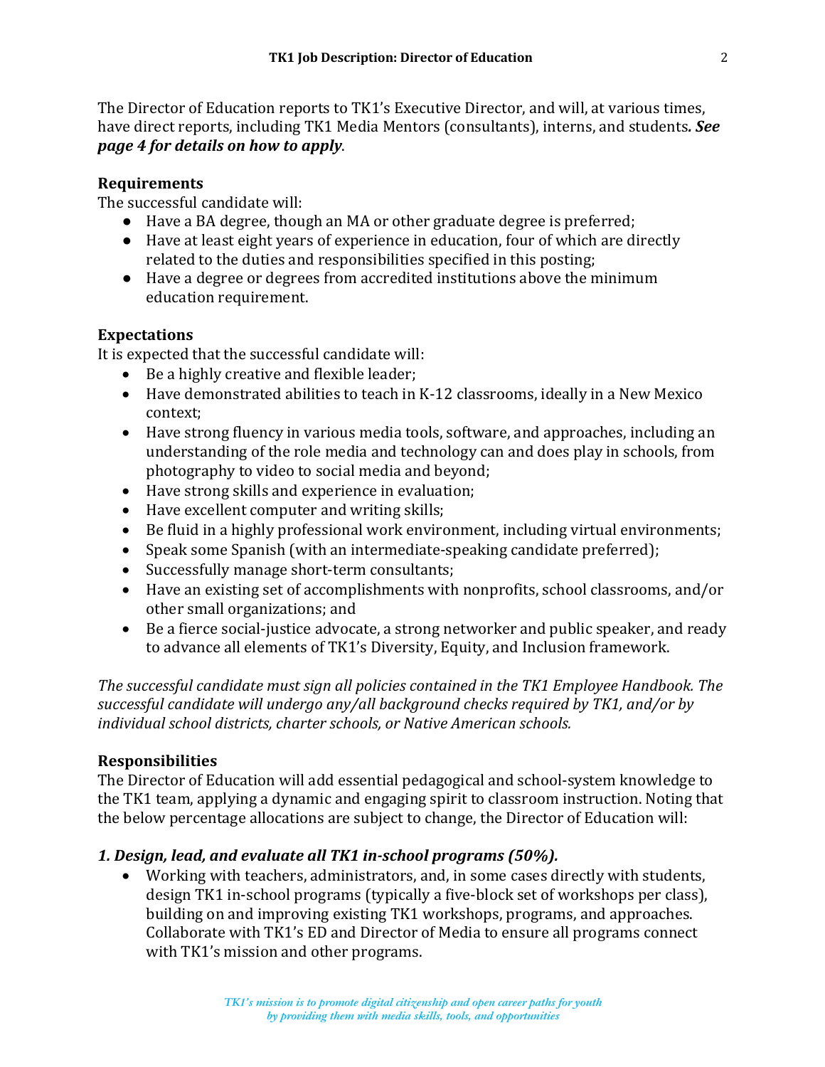The Director of Education reports to TK1's Executive Director, and will, at various times, have direct reports, including TK1 Media Mentors (consultants), interns, and students***. See page 4 for details on how to apply***.

### Requirements

The successful candidate will:

- Have a BA degree, though an MA or other graduate degree is preferred;
- Have at least eight years of experience in education, four of which are directly related to the duties and responsibilities specified in this posting;
- Have a degree or degrees from accredited institutions above the minimum education requirement.

### Expectations

It is expected that the successful candidate will:

- Be a highly creative and flexible leader;
- Have demonstrated abilities to teach in K-12 classrooms, ideally in a New Mexico context;
- Have strong fluency in various media tools, software, and approaches, including an understanding of the role media and technology can and does play in schools, from photography to video to social media and beyond;
- Have strong skills and experience in evaluation;
- Have excellent computer and writing skills;
- Be fluid in a highly professional work environment, including virtual environments;
- Speak some Spanish (with an intermediate-speaking candidate preferred);
- Successfully manage short-term consultants;
- Have an existing set of accomplishments with nonprofits, school classrooms, and/or other small organizations; and
- Be a fierce social-justice advocate, a strong networker and public speaker, and ready to advance all elements of TK1's Diversity, Equity, and Inclusion framework.

*The successful candidate must sign all policies contained in the TK1 Employee Handbook. The successful candidate will undergo any/all background checks required by TK1, and/or by individual school districts, charter schools, or Native American schools.*

### Responsibilities

The Director of Education will add essential pedagogical and school-system knowledge to the TK1 team, applying a dynamic and engaging spirit to classroom instruction. Noting that the below percentage allocations are subject to change, the Director of Education will:

#### *1. Design, lead, and evaluate all TK1 in-school programs (50%).*

- Working with teachers, administrators, and, in some cases directly with students, design TK1 in-school programs (typically a five-block set of workshops per class), building on and improving existing TK1 workshops, programs, and approaches. Collaborate with TK1's ED and Director of Media to ensure all programs connect with TK1's mission and other programs.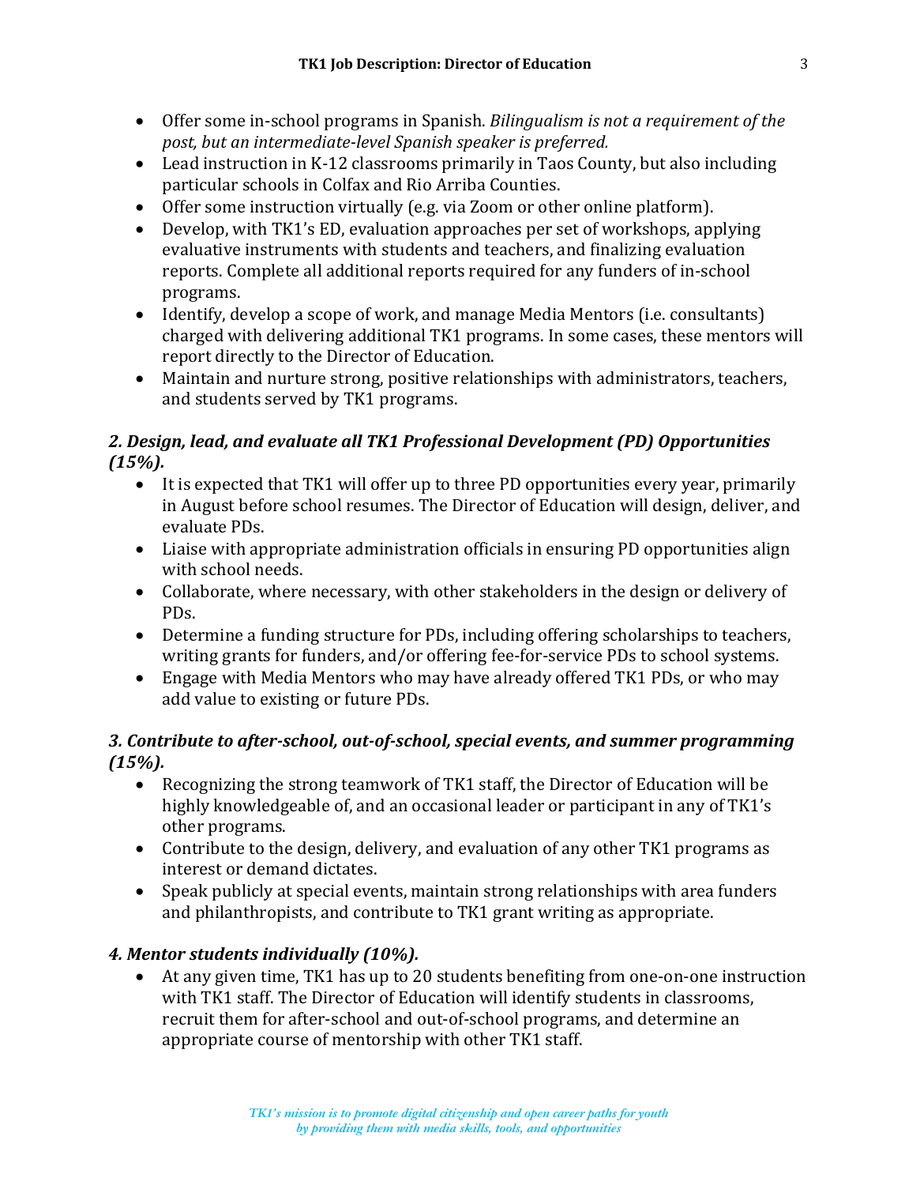- Offer some in-school programs in Spanish. *Bilingualism is not a requirement of the post, but an intermediate-level Spanish speaker is preferred.*
- Lead instruction in K-12 classrooms primarily in Taos County, but also including particular schools in Colfax and Rio Arriba Counties.
- Offer some instruction virtually (e.g. via Zoom or other online platform).
- Develop, with TK1's ED, evaluation approaches per set of workshops, applying evaluative instruments with students and teachers, and finalizing evaluation reports. Complete all additional reports required for any funders of in-school programs.
- Identify, develop a scope of work, and manage Media Mentors (i.e. consultants) charged with delivering additional TK1 programs. In some cases, these mentors will report directly to the Director of Education.
- Maintain and nurture strong, positive relationships with administrators, teachers, and students served by TK1 programs.

### *2. Design, lead, and evaluate all TK1 Professional Development (PD) Opportunities (15%).*

- It is expected that TK1 will offer up to three PD opportunities every year, primarily in August before school resumes. The Director of Education will design, deliver, and evaluate PDs.
- Liaise with appropriate administration officials in ensuring PD opportunities align with school needs.
- Collaborate, where necessary, with other stakeholders in the design or delivery of PDs.
- Determine a funding structure for PDs, including offering scholarships to teachers, writing grants for funders, and/or offering fee-for-service PDs to school systems.
- Engage with Media Mentors who may have already offered TK1 PDs, or who may add value to existing or future PDs.

### *3. Contribute to after-school, out-of-school, special events, and summer programming (15%).*

- Recognizing the strong teamwork of TK1 staff, the Director of Education will be highly knowledgeable of, and an occasional leader or participant in any of TK1's other programs.
- Contribute to the design, delivery, and evaluation of any other TK1 programs as interest or demand dictates.
- Speak publicly at special events, maintain strong relationships with area funders and philanthropists, and contribute to TK1 grant writing as appropriate.

### *4. Mentor students individually (10%).*

- At any given time, TK1 has up to 20 students benefiting from one-on-one instruction with TK1 staff. The Director of Education will identify students in classrooms, recruit them for after-school and out-of-school programs, and determine an appropriate course of mentorship with other TK1 staff.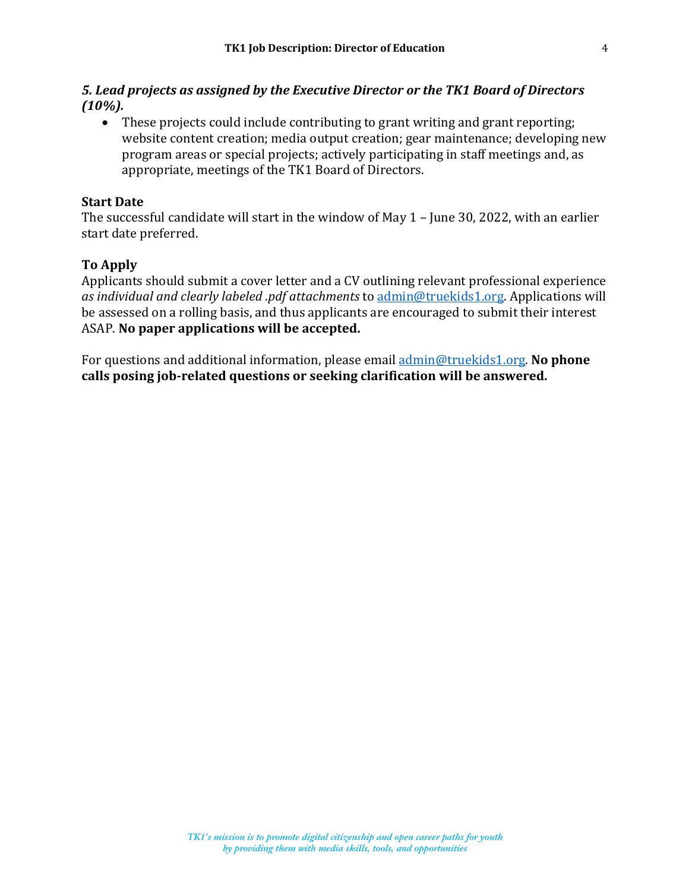***5. Lead projects as assigned by the Executive Director or the TK1 Board of Directors (10%).***

- These projects could include contributing to grant writing and grant reporting; website content creation; media output creation; gear maintenance; developing new program areas or special projects; actively participating in staff meetings and, as appropriate, meetings of the TK1 Board of Directors.

**Start Date**

The successful candidate will start in the window of May 1 – June 30, 2022, with an earlier start date preferred.

**To Apply**

Applicants should submit a cover letter and a CV outlining relevant professional experience *as individual and clearly labeled .pdf attachments* to admin@truekids1.org. Applications will be assessed on a rolling basis, and thus applicants are encouraged to submit their interest ASAP. **No paper applications will be accepted.**

For questions and additional information, please email admin@truekids1.org. **No phone calls posing job-related questions or seeking clarification will be answered.**

*TK1's mission is to promote digital citizenship and open career paths for youth by providing them with media skills, tools, and opportunities*